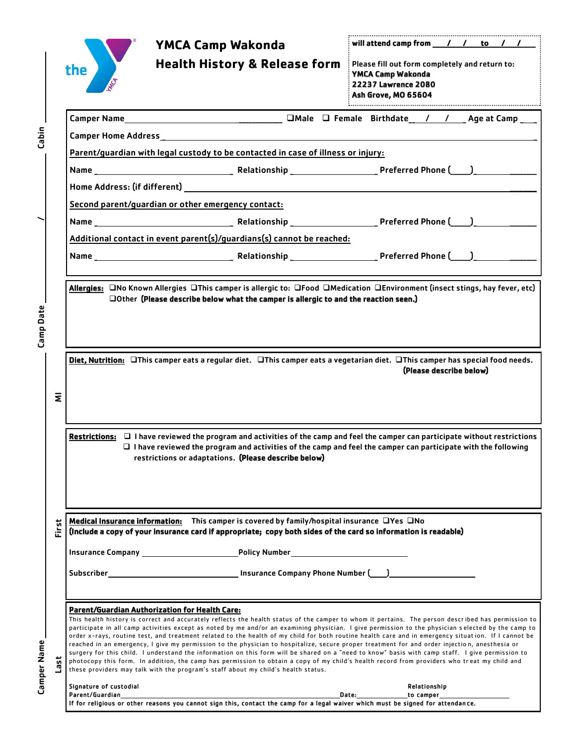# YMCA Camp Wakonda

## Health History & Release form

will attend camp from ___/___/___ to ___/___/___

Please fill out form completely and return to:
**YMCA Camp Wakonda**
**22237 Lawrence 2080**
**Ash Grove, MO 65604**

Camper Name ______________________ ❑Male ❑ Female Birthdate___/___/___ Age at Camp ___

Camper Home Address ______________________________________________

Parent/guardian with legal custody to be contacted in case of illness or injury:

Name ______________________ Relationship ______________ Preferred Phone (___)__________

Home Address: (if different) ______________________________________________

Second parent/guardian or other emergency contact:

Name ______________________ Relationship ______________ Preferred Phone (___)__________

Additional contact in event parent(s)/guardians(s) cannot be reached:

Name ______________________ Relationship ______________ Preferred Phone (___)__________

**Allergies:** ❑No Known Allergies ❑This camper is allergic to: ❑Food ❑Medication ❑Environment (insect stings, hay fever, etc) ❑Other **(Please describe below what the camper is allergic to and the reaction seen.)**

**Diet, Nutrition:** ❑This camper eats a regular diet. ❑This camper eats a vegetarian diet. ❑This camper has special food needs. **(Please describe below)**

**Restrictions:** ❑ I have reviewed the program and activities of the camp and feel the camper can participate without restrictions
❑ I have reviewed the program and activities of the camp and feel the camper can participate with the following restrictions or adaptations. **(Please describe below)**

**Medical Insurance information:** This camper is covered by family/hospital insurance ❑Yes ❑No
**(Include a copy of your insurance card if appropriate; copy both sides of the card so information is readable)**

Insurance Company ______________________ Policy Number ______________________

Subscriber ______________________ Insurance Company Phone Number (___)__________

**Parent/Guardian Authorization for Health Care:**

This health history is correct and accurately reflects the health status of the camper to whom it pertains. The person described has permission to participate in all camp activities except as noted by me and/or an examining physician. I give permission to the physician selected by the camp to order x-rays, routine test, and treatment related to the health of my child for both routine health care and in emergency situation. If I cannot be reached in an emergency, I give my permission to the physician to hospitalize, secure proper treatment for and order injection, anesthesia or surgery for this child. I understand the information on this form will be shared on a "need to know" basis with camp staff. I give permission to photocopy this form. In addition, the camp has permission to obtain a copy of my child's health record from providers who treat my child and these providers may talk with the program's staff about my child's health status.

Signature of custodial Parent/Guardian ______________________ Date: __________ Relationship to camper __________

If for religious or other reasons you cannot sign this, contact the camp for a legal waiver which must be signed for attendance.

Camper Name ______ Last ______ First ______ MI ______ Camp Date ___/___ Cabin ______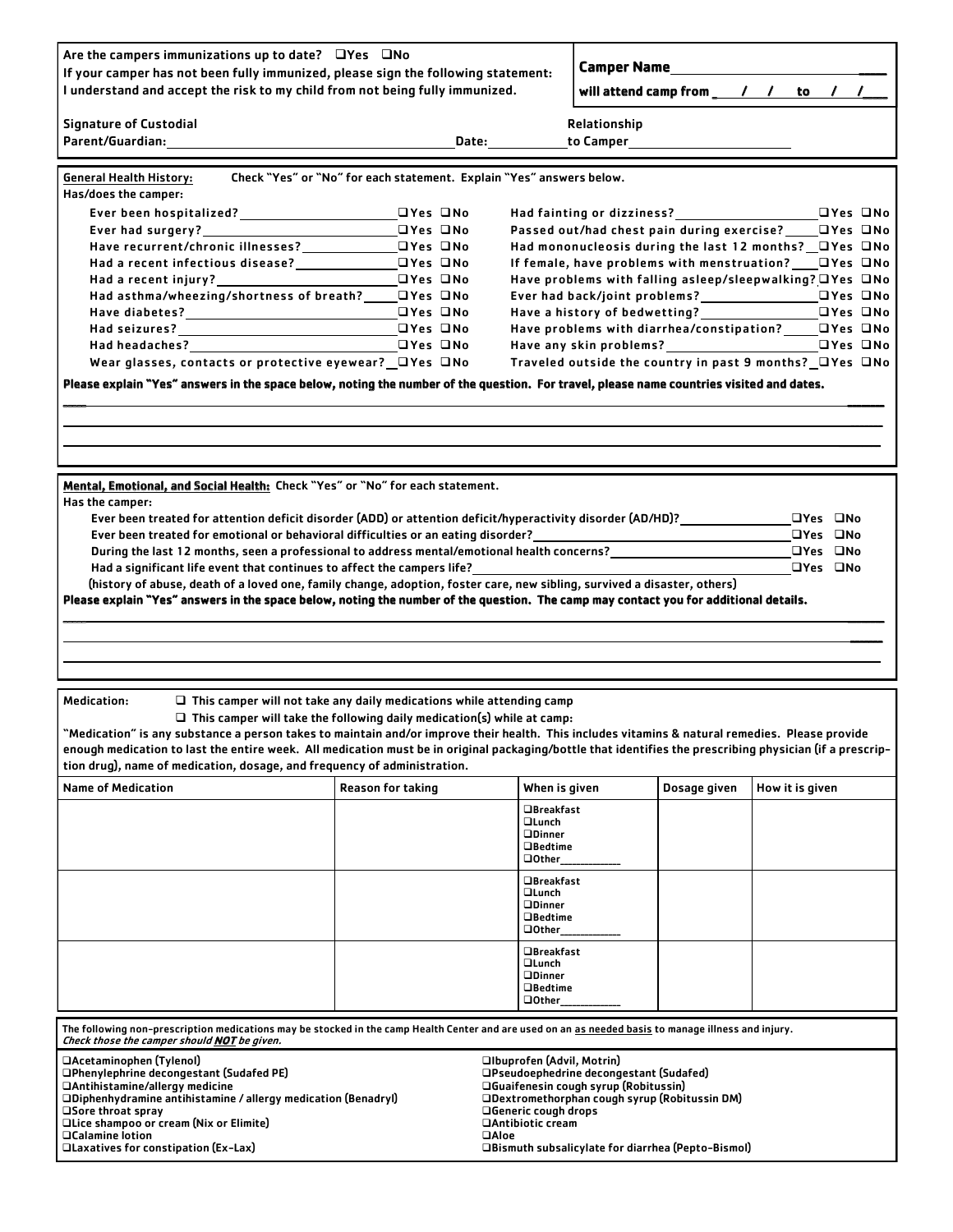Are the campers immunizations up to date? ❑Yes ❑No

If your camper has not been fully immunized, please sign the following statement:
I understand and accept the risk to my child from not being fully immunized.

**Camper Name**\_\_\_\_\_\_\_\_\_\_\_\_\_\_\_\_\_\_\_\_\_\_\_\_\_\_\_\_

**will attend camp from \_\_\_ / / to / /\_\_\_**

Signature of Custodial Parent/Guardian:\_\_\_\_\_\_\_\_\_\_\_\_\_\_\_\_\_\_\_\_\_\_\_\_\_\_\_\_\_\_\_\_ Date:\_\_\_\_\_\_\_\_\_\_ Relationship to Camper\_\_\_\_\_\_\_\_\_\_\_\_\_\_\_\_\_\_\_\_

<u>General Health History:</u> Check "Yes" or "No" for each statement. Explain "Yes" answers below.

Has/does the camper:

| | | | |
|---|---|---|---|
| Ever been hospitalized? | ❑Yes ❑No | Had fainting or dizziness? | ❑Yes ❑No |
| Ever had surgery? | ❑Yes ❑No | Passed out/had chest pain during exercise? | ❑Yes ❑No |
| Have recurrent/chronic illnesses? | ❑Yes ❑No | Had mononucleosis during the last 12 months? | ❑Yes ❑No |
| Had a recent infectious disease? | ❑Yes ❑No | If female, have problems with menstruation? | ❑Yes ❑No |
| Had a recent injury? | ❑Yes ❑No | Have problems with falling asleep/sleepwalking? | ❑Yes ❑No |
| Had asthma/wheezing/shortness of breath? | ❑Yes ❑No | Ever had back/joint problems? | ❑Yes ❑No |
| Have diabetes? | ❑Yes ❑No | Have a history of bedwetting? | ❑Yes ❑No |
| Had seizures? | ❑Yes ❑No | Have problems with diarrhea/constipation? | ❑Yes ❑No |
| Had headaches? | ❑Yes ❑No | Have any skin problems? | ❑Yes ❑No |
| Wear glasses, contacts or protective eyewear? | ❑Yes ❑No | Traveled outside the country in past 9 months? | ❑Yes ❑No |

**Please explain "Yes" answers in the space below, noting the number of the question. For travel, please name countries visited and dates.**

\_\_\_\_\_\_\_\_\_\_\_\_\_\_\_\_\_\_\_\_\_\_\_\_\_\_\_\_\_\_\_\_\_\_\_\_\_\_\_\_\_\_\_\_\_\_\_\_\_\_\_\_\_\_\_\_\_\_\_\_\_\_\_\_\_\_\_\_\_\_\_\_\_\_\_\_

\_\_\_\_\_\_\_\_\_\_\_\_\_\_\_\_\_\_\_\_\_\_\_\_\_\_\_\_\_\_\_\_\_\_\_\_\_\_\_\_\_\_\_\_\_\_\_\_\_\_\_\_\_\_\_\_\_\_\_\_\_\_\_\_\_\_\_\_\_\_\_\_\_\_\_\_

\_\_\_\_\_\_\_\_\_\_\_\_\_\_\_\_\_\_\_\_\_\_\_\_\_\_\_\_\_\_\_\_\_\_\_\_\_\_\_\_\_\_\_\_\_\_\_\_\_\_\_\_\_\_\_\_\_\_\_\_\_\_\_\_\_\_\_\_\_\_\_\_\_\_\_\_

**<u>Mental, Emotional, and Social Health:</u>** Check "Yes" or "No" for each statement.

Has the camper:

| | |
|---|---|
| Ever been treated for attention deficit disorder (ADD) or attention deficit/hyperactivity disorder (AD/HD)? | ❑Yes ❑No |
| Ever been treated for emotional or behavioral difficulties or an eating disorder? | ❑Yes ❑No |
| During the last 12 months, seen a professional to address mental/emotional health concerns? | ❑Yes ❑No |
| Had a significant life event that continues to affect the campers life? | ❑Yes ❑No |

(history of abuse, death of a loved one, family change, adoption, foster care, new sibling, survived a disaster, others)

**Please explain "Yes" answers in the space below, noting the number of the question. The camp may contact you for additional details.**

\_\_\_\_\_\_\_\_\_\_\_\_\_\_\_\_\_\_\_\_\_\_\_\_\_\_\_\_\_\_\_\_\_\_\_\_\_\_\_\_\_\_\_\_\_\_\_\_\_\_\_\_\_\_\_\_\_\_\_\_\_\_\_\_\_\_\_\_\_\_\_\_\_\_\_\_

\_\_\_\_\_\_\_\_\_\_\_\_\_\_\_\_\_\_\_\_\_\_\_\_\_\_\_\_\_\_\_\_\_\_\_\_\_\_\_\_\_\_\_\_\_\_\_\_\_\_\_\_\_\_\_\_\_\_\_\_\_\_\_\_\_\_\_\_\_\_\_\_\_\_\_\_

\_\_\_\_\_\_\_\_\_\_\_\_\_\_\_\_\_\_\_\_\_\_\_\_\_\_\_\_\_\_\_\_\_\_\_\_\_\_\_\_\_\_\_\_\_\_\_\_\_\_\_\_\_\_\_\_\_\_\_\_\_\_\_\_\_\_\_\_\_\_\_\_\_\_\_\_

Medication:
❑ This camper will not take any daily medications while attending camp
❑ This camper will take the following daily medication(s) while at camp:

"Medication" is any substance a person takes to maintain and/or improve their health. This includes vitamins & natural remedies. Please provide enough medication to last the entire week. All medication must be in original packaging/bottle that identifies the prescribing physician (if a prescription drug), name of medication, dosage, and frequency of administration.

| Name of Medication | Reason for taking | When is given | Dosage given | How it is given |
|---|---|---|---|---|
| | | ❑Breakfast ❑Lunch ❑Dinner ❑Bedtime ❑Other\_\_\_\_\_\_ | | |
| | | ❑Breakfast ❑Lunch ❑Dinner ❑Bedtime ❑Other\_\_\_\_\_\_ | | |
| | | ❑Breakfast ❑Lunch ❑Dinner ❑Bedtime ❑Other\_\_\_\_\_\_ | | |

The following non-prescription medications may be stocked in the camp Health Center and are used on an <u>as needed basis</u> to manage illness and injury.
*Check those the camper should **<u>NOT</u>** be given.*

| | |
|---|---|
| ❑Acetaminophen (Tylenol) | ❑Ibuprofen (Advil, Motrin) |
| ❑Phenylephrine decongestant (Sudafed PE) | ❑Pseudoephedrine decongestant (Sudafed) |
| ❑Antihistamine/allergy medicine | ❑Guaifenesin cough syrup (Robitussin) |
| ❑Diphenhydramine antihistamine / allergy medication (Benadryl) | ❑Dextromethorphan cough syrup (Robitussin DM) |
| ❑Sore throat spray | ❑Generic cough drops |
| ❑Lice shampoo or cream (Nix or Elimite) | ❑Antibiotic cream |
| ❑Calamine lotion | ❑Aloe |
| ❑Laxatives for constipation (Ex-Lax) | ❑Bismuth subsalicylate for diarrhea (Pepto-Bismol) |